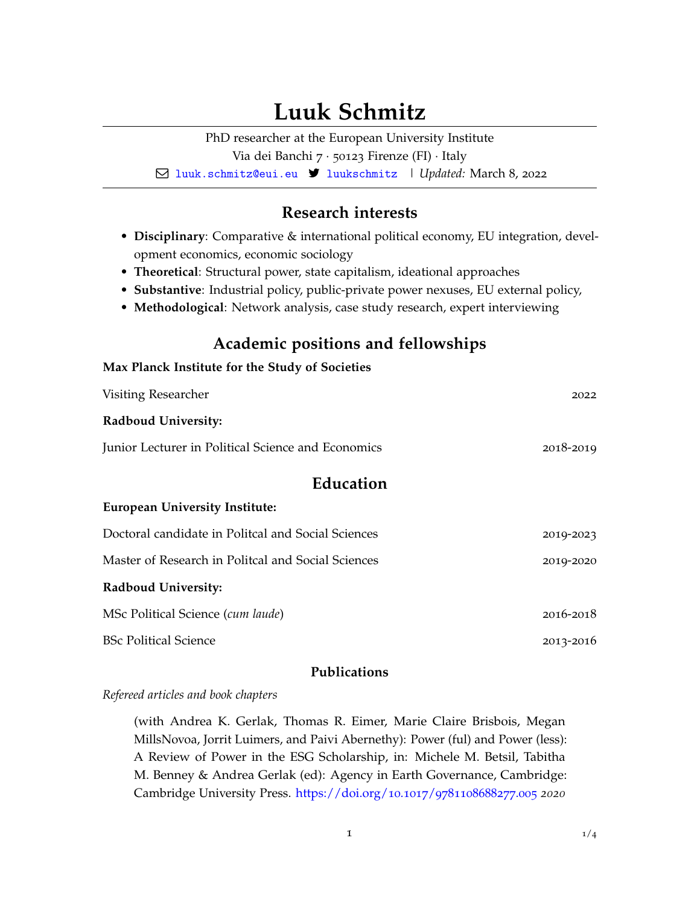# Luuk Schmitz

PhD researcher at the European University Institute
Via dei Banchi 7 · 50123 Firenze (FI) · Italy
luuk.schmitz@eui.eu  luukschmitz | *Updated:* March 8, 2022

## Research interests

- **Disciplinary**: Comparative & international political economy, EU integration, development economics, economic sociology
- **Theoretical**: Structural power, state capitalism, ideational approaches
- **Substantive**: Industrial policy, public-private power nexuses, EU external policy,
- **Methodological**: Network analysis, case study research, expert interviewing

## Academic positions and fellowships

**Max Planck Institute for the Study of Societies**

Visiting Researcher — 2022

**Radboud University:**

Junior Lecturer in Political Science and Economics — 2018-2019

## Education

**European University Institute:**

Doctoral candidate in Politcal and Social Sciences — 2019-2023

Master of Research in Politcal and Social Sciences — 2019-2020

**Radboud University:**

MSc Political Science (*cum laude*) — 2016-2018

BSc Political Science — 2013-2016

### Publications

*Refereed articles and book chapters*

(with Andrea K. Gerlak, Thomas R. Eimer, Marie Claire Brisbois, Megan MillsNovoa, Jorrit Luimers, and Paivi Abernethy): Power (ful) and Power (less): A Review of Power in the ESG Scholarship, in: Michele M. Betsil, Tabitha M. Benney & Andrea Gerlak (ed): Agency in Earth Governance, Cambridge: Cambridge University Press. https://doi.org/10.1017/9781108688277.005 *2020*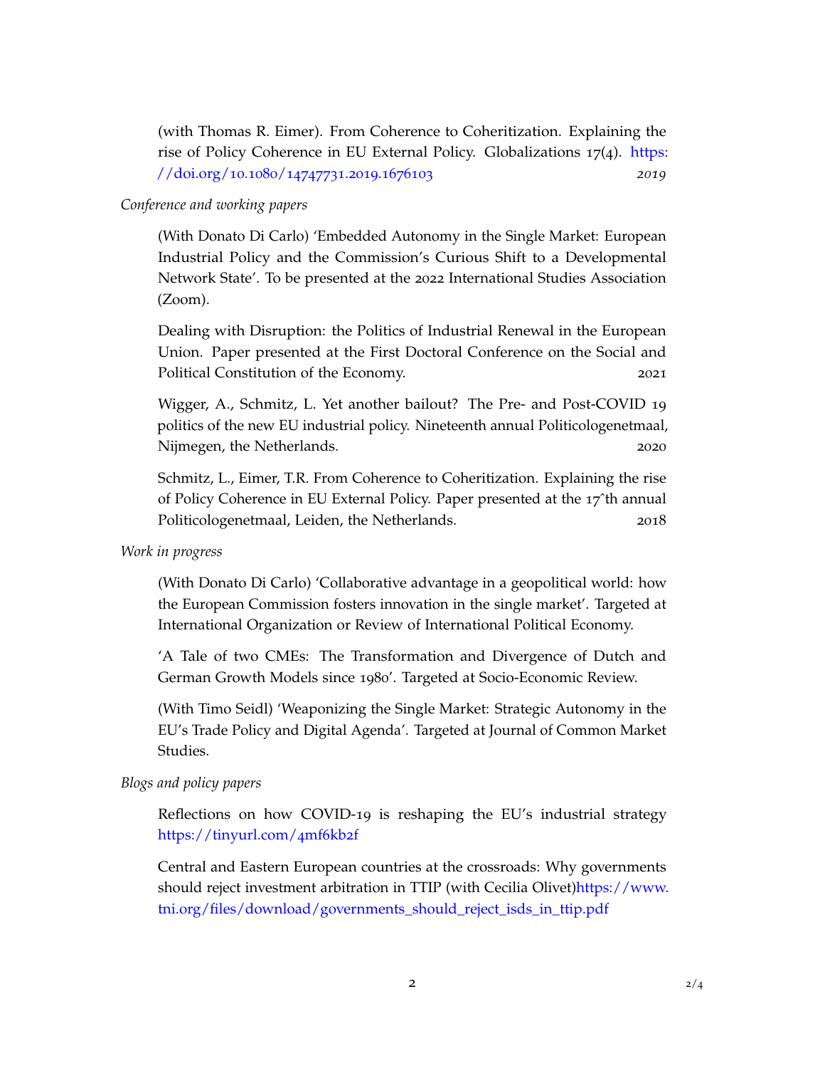(with Thomas R. Eimer). From Coherence to Coheritization. Explaining the rise of Policy Coherence in EU External Policy. Globalizations 17(4). https://doi.org/10.1080/14747731.2019.1676103 *2019*

*Conference and working papers*

(With Donato Di Carlo) 'Embedded Autonomy in the Single Market: European Industrial Policy and the Commission's Curious Shift to a Developmental Network State'. To be presented at the 2022 International Studies Association (Zoom).

Dealing with Disruption: the Politics of Industrial Renewal in the European Union. Paper presented at the First Doctoral Conference on the Social and Political Constitution of the Economy. 2021

Wigger, A., Schmitz, L. Yet another bailout? The Pre- and Post-COVID 19 politics of the new EU industrial policy. Nineteenth annual Politicologenetmaal, Nijmegen, the Netherlands. 2020

Schmitz, L., Eimer, T.R. From Coherence to Coheritization. Explaining the rise of Policy Coherence in EU External Policy. Paper presented at the 17ˆth annual Politicologenetmaal, Leiden, the Netherlands. 2018

*Work in progress*

(With Donato Di Carlo) 'Collaborative advantage in a geopolitical world: how the European Commission fosters innovation in the single market'. Targeted at International Organization or Review of International Political Economy.

'A Tale of two CMEs: The Transformation and Divergence of Dutch and German Growth Models since 1980'. Targeted at Socio-Economic Review.

(With Timo Seidl) 'Weaponizing the Single Market: Strategic Autonomy in the EU's Trade Policy and Digital Agenda'. Targeted at Journal of Common Market Studies.

*Blogs and policy papers*

Reflections on how COVID-19 is reshaping the EU's industrial strategy https://tinyurl.com/4mf6kb2f

Central and Eastern European countries at the crossroads: Why governments should reject investment arbitration in TTIP (with Cecilia Olivet)https://www.tni.org/files/download/governments_should_reject_isds_in_ttip.pdf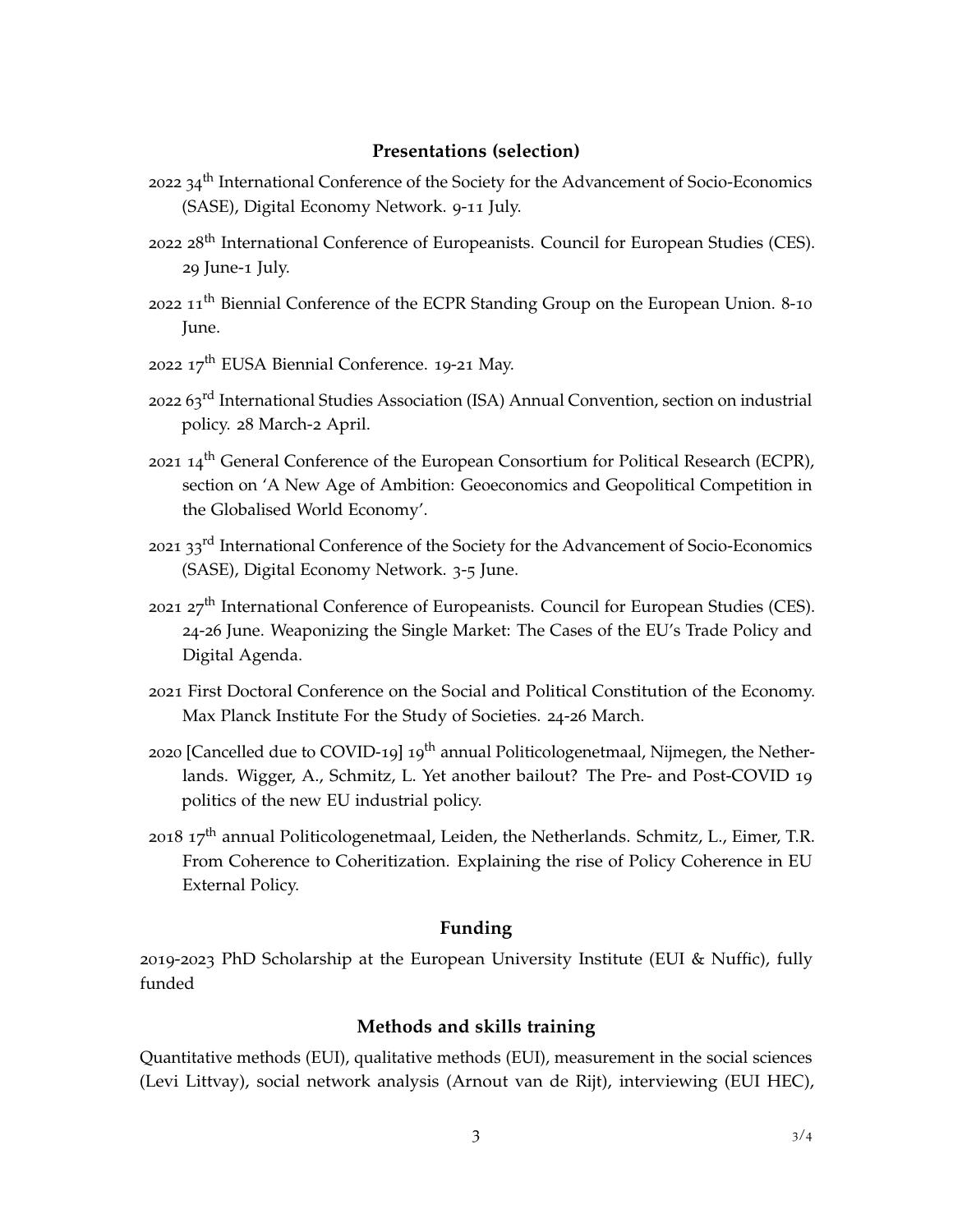## Presentations (selection)

2022 34th International Conference of the Society for the Advancement of Socio-Economics (SASE), Digital Economy Network. 9-11 July.

2022 28th International Conference of Europeanists. Council for European Studies (CES). 29 June-1 July.

2022 11th Biennial Conference of the ECPR Standing Group on the European Union. 8-10 June.

2022 17th EUSA Biennial Conference. 19-21 May.

2022 63rd International Studies Association (ISA) Annual Convention, section on industrial policy. 28 March-2 April.

2021 14th General Conference of the European Consortium for Political Research (ECPR), section on 'A New Age of Ambition: Geoeconomics and Geopolitical Competition in the Globalised World Economy'.

2021 33rd International Conference of the Society for the Advancement of Socio-Economics (SASE), Digital Economy Network. 3-5 June.

2021 27th International Conference of Europeanists. Council for European Studies (CES). 24-26 June. Weaponizing the Single Market: The Cases of the EU's Trade Policy and Digital Agenda.

2021 First Doctoral Conference on the Social and Political Constitution of the Economy. Max Planck Institute For the Study of Societies. 24-26 March.

2020 [Cancelled due to COVID-19] 19th annual Politicologenetmaal, Nijmegen, the Netherlands. Wigger, A., Schmitz, L. Yet another bailout? The Pre- and Post-COVID 19 politics of the new EU industrial policy.

2018 17th annual Politicologenetmaal, Leiden, the Netherlands. Schmitz, L., Eimer, T.R. From Coherence to Coheritization. Explaining the rise of Policy Coherence in EU External Policy.

## Funding

2019-2023 PhD Scholarship at the European University Institute (EUI & Nuffic), fully funded

## Methods and skills training

Quantitative methods (EUI), qualitative methods (EUI), measurement in the social sciences (Levi Littvay), social network analysis (Arnout van de Rijt), interviewing (EUI HEC),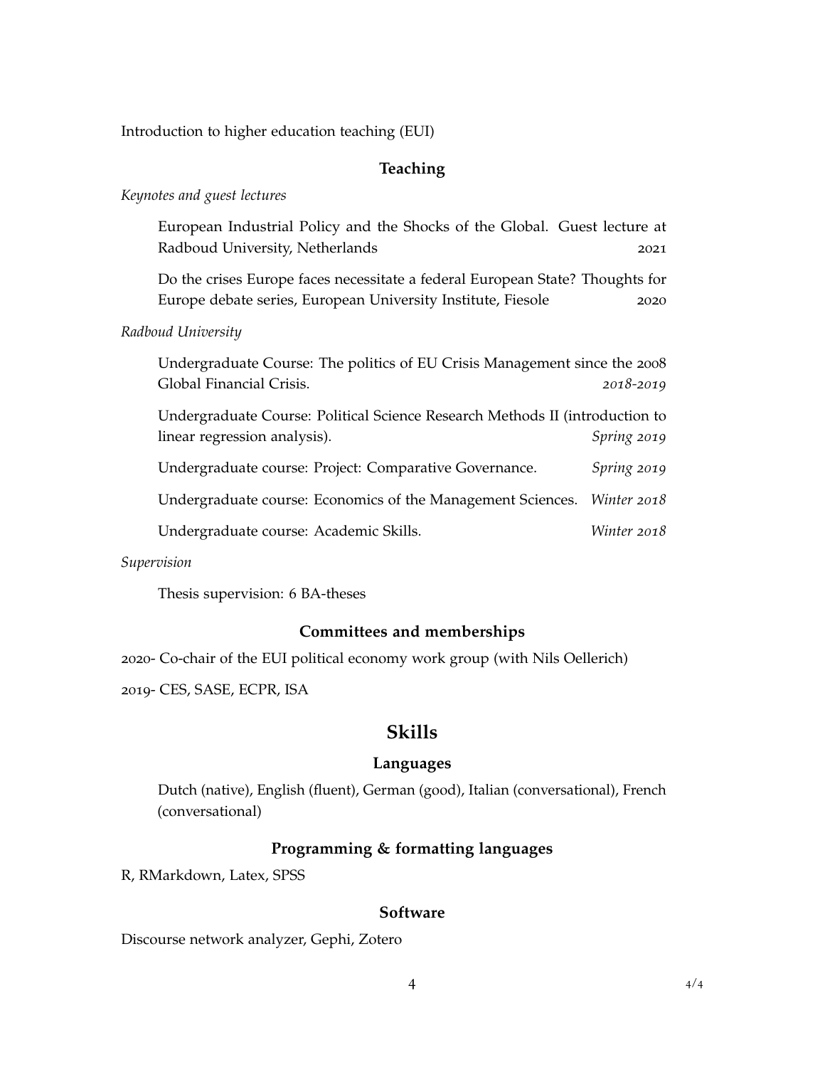Introduction to higher education teaching (EUI)

### Teaching

*Keynotes and guest lectures*

European Industrial Policy and the Shocks of the Global. Guest lecture at Radboud University, Netherlands 2021

Do the crises Europe faces necessitate a federal European State? Thoughts for Europe debate series, European University Institute, Fiesole 2020

*Radboud University*

Undergraduate Course: The politics of EU Crisis Management since the 2008 Global Financial Crisis. *2018-2019*

Undergraduate Course: Political Science Research Methods II (introduction to linear regression analysis). *Spring 2019*

Undergraduate course: Project: Comparative Governance. *Spring 2019*

Undergraduate course: Economics of the Management Sciences. *Winter 2018*

Undergraduate course: Academic Skills. *Winter 2018*

*Supervision*

Thesis supervision: 6 BA-theses

### Committees and memberships

2020- Co-chair of the EUI political economy work group (with Nils Oellerich)

2019- CES, SASE, ECPR, ISA

## Skills

### Languages

Dutch (native), English (fluent), German (good), Italian (conversational), French (conversational)

### Programming & formatting languages

R, RMarkdown, Latex, SPSS

### Software

Discourse network analyzer, Gephi, Zotero